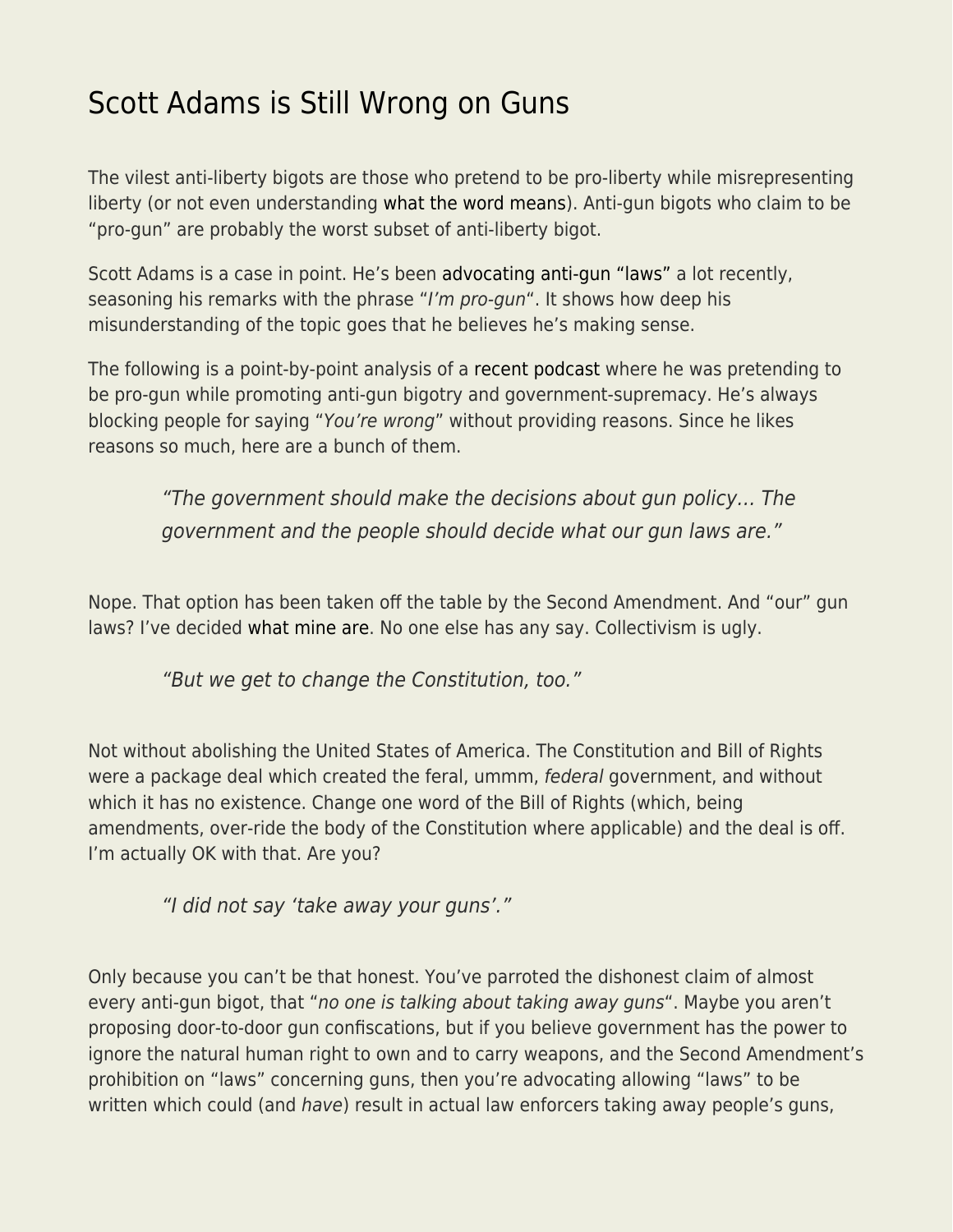# Scott Adams is Still Wrong on Guns

The vilest anti-liberty bigots are those who pretend to be pro-liberty while misrepresenting liberty (or not even understanding what the word means). Anti-gun bigots who claim to be "pro-gun" are probably the worst subset of anti-liberty bigot.

Scott Adams is a case in point. He's been advocating anti-gun "laws" a lot recently, seasoning his remarks with the phrase "*I'm pro-gun*". It shows how deep his misunderstanding of the topic goes that he believes he's making sense.

The following is a point-by-point analysis of a recent podcast where he was pretending to be pro-gun while promoting anti-gun bigotry and government-supremacy. He's always blocking people for saying "*You're wrong*" without providing reasons. Since he likes reasons so much, here are a bunch of them.

> *"The government should make the decisions about gun policy… The government and the people should decide what our gun laws are."*

Nope. That option has been taken off the table by the Second Amendment. And "our" gun laws? I've decided what mine are. No one else has any say. Collectivism is ugly.

> *"But we get to change the Constitution, too."*

Not without abolishing the United States of America. The Constitution and Bill of Rights were a package deal which created the feral, ummm, *federal* government, and without which it has no existence. Change one word of the Bill of Rights (which, being amendments, over-ride the body of the Constitution where applicable) and the deal is off. I'm actually OK with that. Are you?

> *"I did not say 'take away your guns'."*

Only because you can't be that honest. You've parroted the dishonest claim of almost every anti-gun bigot, that "*no one is talking about taking away guns*". Maybe you aren't proposing door-to-door gun confiscations, but if you believe government has the power to ignore the natural human right to own and to carry weapons, and the Second Amendment's prohibition on "laws" concerning guns, then you're advocating allowing "laws" to be written which could (and *have*) result in actual law enforcers taking away people's guns,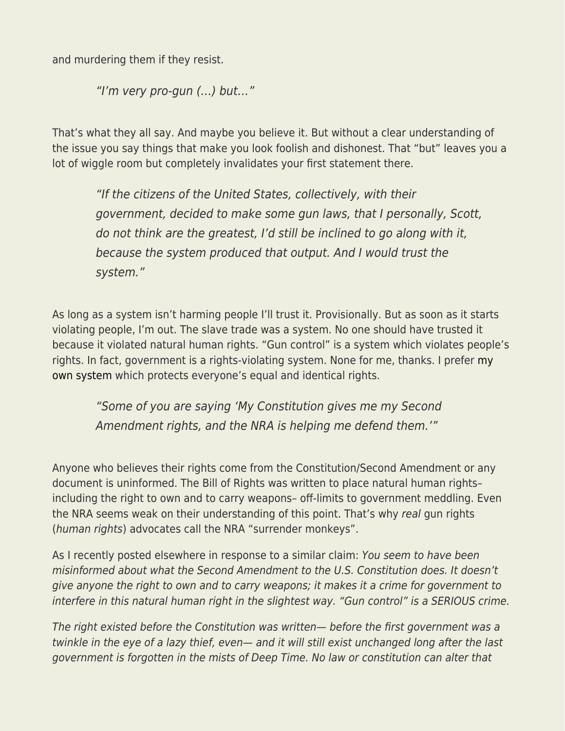and murdering them if they resist.

> *"I'm very pro-gun (…) but…"*

That's what they all say. And maybe you believe it. But without a clear understanding of the issue you say things that make you look foolish and dishonest. That "but" leaves you a lot of wiggle room but completely invalidates your first statement there.

> *"If the citizens of the United States, collectively, with their government, decided to make some gun laws, that I personally, Scott, do not think are the greatest, I'd still be inclined to go along with it, because the system produced that output. And I would trust the system."*

As long as a system isn't harming people I'll trust it. Provisionally. But as soon as it starts violating people, I'm out. The slave trade was a system. No one should have trusted it because it violated natural human rights. "Gun control" is a system which violates people's rights. In fact, government is a rights-violating system. None for me, thanks. I prefer my own system which protects everyone's equal and identical rights.

> *"Some of you are saying 'My Constitution gives me my Second Amendment rights, and the NRA is helping me defend them.'"*

Anyone who believes their rights come from the Constitution/Second Amendment or any document is uninformed. The Bill of Rights was written to place natural human rights– including the right to own and to carry weapons– off-limits to government meddling. Even the NRA seems weak on their understanding of this point. That's why *real* gun rights (*human rights*) advocates call the NRA "surrender monkeys".

As I recently posted elsewhere in response to a similar claim: *You seem to have been misinformed about what the Second Amendment to the U.S. Constitution does. It doesn't give anyone the right to own and to carry weapons; it makes it a crime for government to interfere in this natural human right in the slightest way. "Gun control" is a SERIOUS crime.*

*The right existed before the Constitution was written— before the first government was a twinkle in the eye of a lazy thief, even— and it will still exist unchanged long after the last government is forgotten in the mists of Deep Time. No law or constitution can alter that*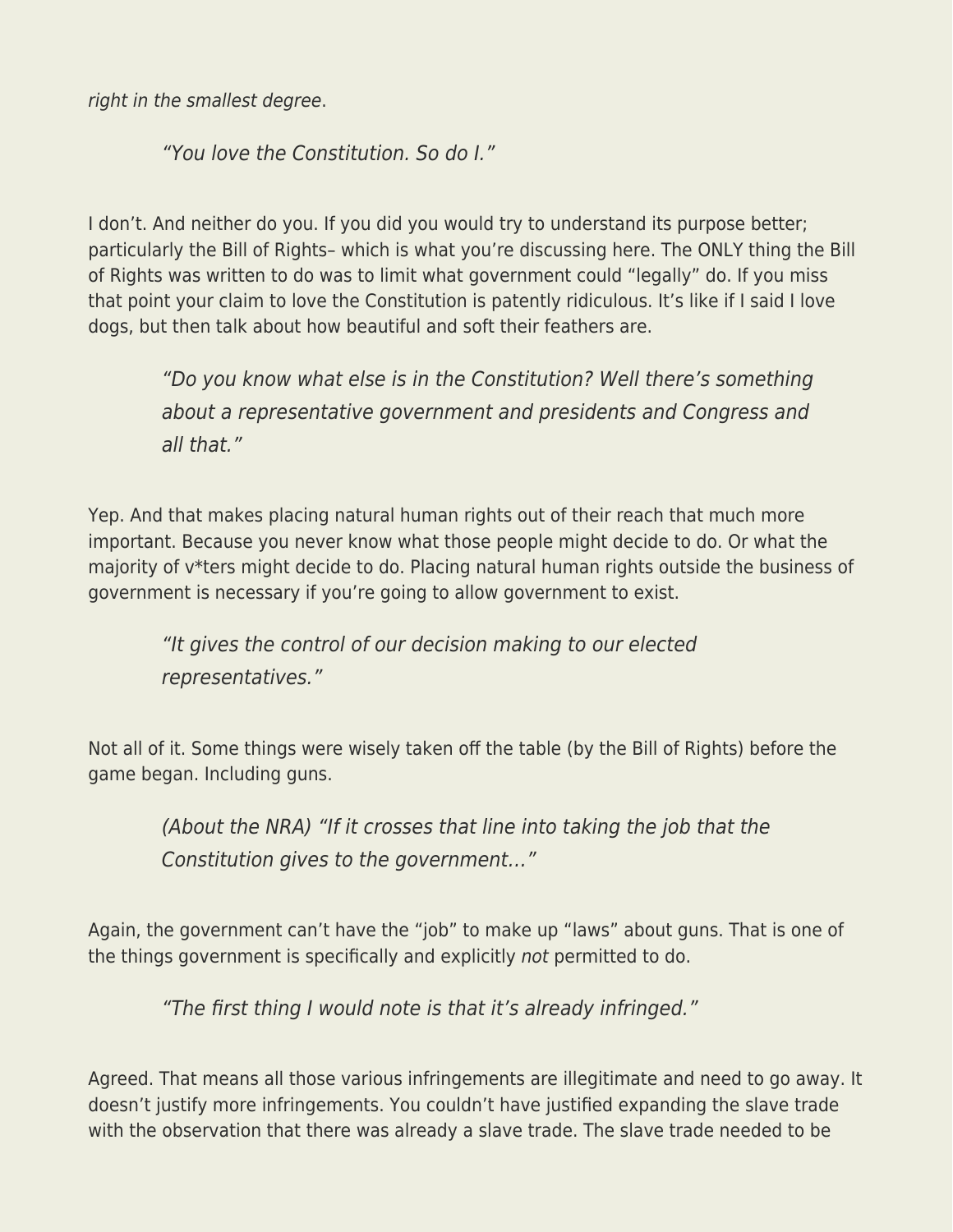*right in the smallest degree*.

> *"You love the Constitution. So do I."*

I don't. And neither do you. If you did you would try to understand its purpose better; particularly the Bill of Rights– which is what you're discussing here. The ONLY thing the Bill of Rights was written to do was to limit what government could "legally" do. If you miss that point your claim to love the Constitution is patently ridiculous. It's like if I said I love dogs, but then talk about how beautiful and soft their feathers are.

> *"Do you know what else is in the Constitution? Well there's something about a representative government and presidents and Congress and all that."*

Yep. And that makes placing natural human rights out of their reach that much more important. Because you never know what those people might decide to do. Or what the majority of v*ters might decide to do. Placing natural human rights outside the business of government is necessary if you're going to allow government to exist.

> *"It gives the control of our decision making to our elected representatives."*

Not all of it. Some things were wisely taken off the table (by the Bill of Rights) before the game began. Including guns.

> *(About the NRA) "If it crosses that line into taking the job that the Constitution gives to the government…"*

Again, the government can't have the "job" to make up "laws" about guns. That is one of the things government is specifically and explicitly *not* permitted to do.

> *"The first thing I would note is that it's already infringed."*

Agreed. That means all those various infringements are illegitimate and need to go away. It doesn't justify more infringements. You couldn't have justified expanding the slave trade with the observation that there was already a slave trade. The slave trade needed to be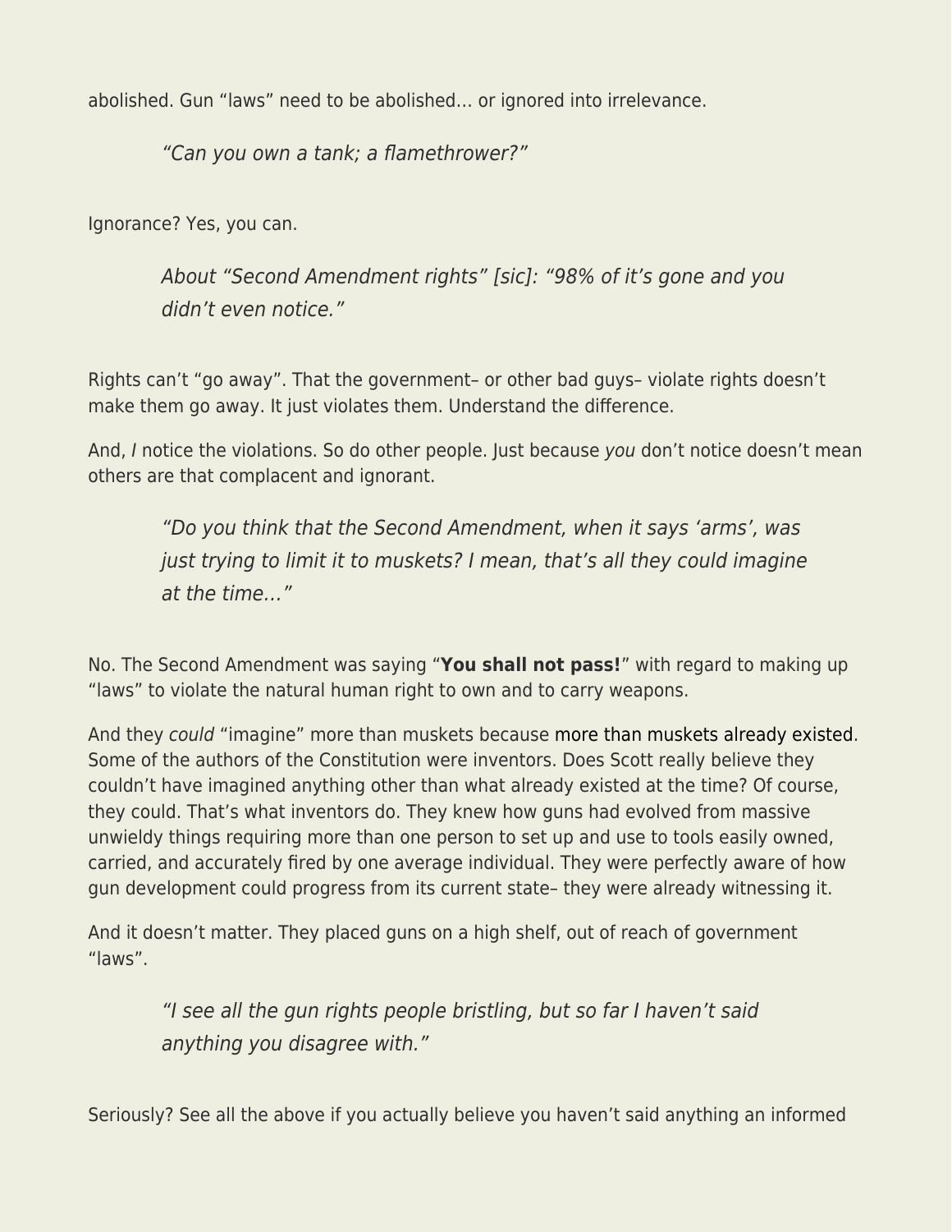abolished. Gun "laws" need to be abolished… or ignored into irrelevance.

> *"Can you own a tank; a flamethrower?"*

Ignorance? Yes, you can.

> *About "Second Amendment rights" [sic]: "98% of it's gone and you didn't even notice."*

Rights can't "go away". That the government– or other bad guys– violate rights doesn't make them go away. It just violates them. Understand the difference.

And, *I* notice the violations. So do other people. Just because *you* don't notice doesn't mean others are that complacent and ignorant.

> *"Do you think that the Second Amendment, when it says 'arms', was just trying to limit it to muskets? I mean, that's all they could imagine at the time…"*

No. The Second Amendment was saying "**You shall not pass!**" with regard to making up "laws" to violate the natural human right to own and to carry weapons.

And they *could* "imagine" more than muskets because more than muskets already existed. Some of the authors of the Constitution were inventors. Does Scott really believe they couldn't have imagined anything other than what already existed at the time? Of course, they could. That's what inventors do. They knew how guns had evolved from massive unwieldy things requiring more than one person to set up and use to tools easily owned, carried, and accurately fired by one average individual. They were perfectly aware of how gun development could progress from its current state– they were already witnessing it.

And it doesn't matter. They placed guns on a high shelf, out of reach of government "laws".

> *"I see all the gun rights people bristling, but so far I haven't said anything you disagree with."*

Seriously? See all the above if you actually believe you haven't said anything an informed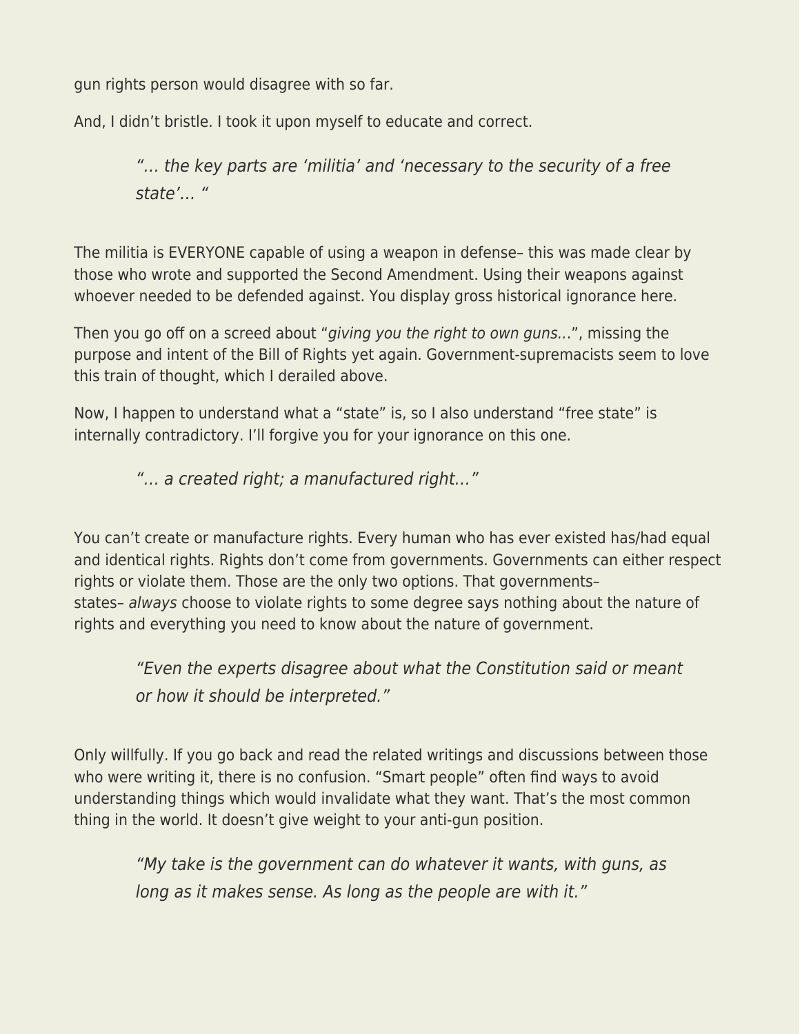gun rights person would disagree with so far.

And, I didn't bristle. I took it upon myself to educate and correct.

> *"… the key parts are 'militia' and 'necessary to the security of a free state'… "*

The militia is EVERYONE capable of using a weapon in defense– this was made clear by those who wrote and supported the Second Amendment. Using their weapons against whoever needed to be defended against. You display gross historical ignorance here.

Then you go off on a screed about "*giving you the right to own guns…*", missing the purpose and intent of the Bill of Rights yet again. Government-supremacists seem to love this train of thought, which I derailed above.

Now, I happen to understand what a "state" is, so I also understand "free state" is internally contradictory. I'll forgive you for your ignorance on this one.

> *"… a created right; a manufactured right…"*

You can't create or manufacture rights. Every human who has ever existed has/had equal and identical rights. Rights don't come from governments. Governments can either respect rights or violate them. Those are the only two options. That governments– states– *always* choose to violate rights to some degree says nothing about the nature of rights and everything you need to know about the nature of government.

> *"Even the experts disagree about what the Constitution said or meant or how it should be interpreted."*

Only willfully. If you go back and read the related writings and discussions between those who were writing it, there is no confusion. "Smart people" often find ways to avoid understanding things which would invalidate what they want. That's the most common thing in the world. It doesn't give weight to your anti-gun position.

> *"My take is the government can do whatever it wants, with guns, as long as it makes sense. As long as the people are with it."*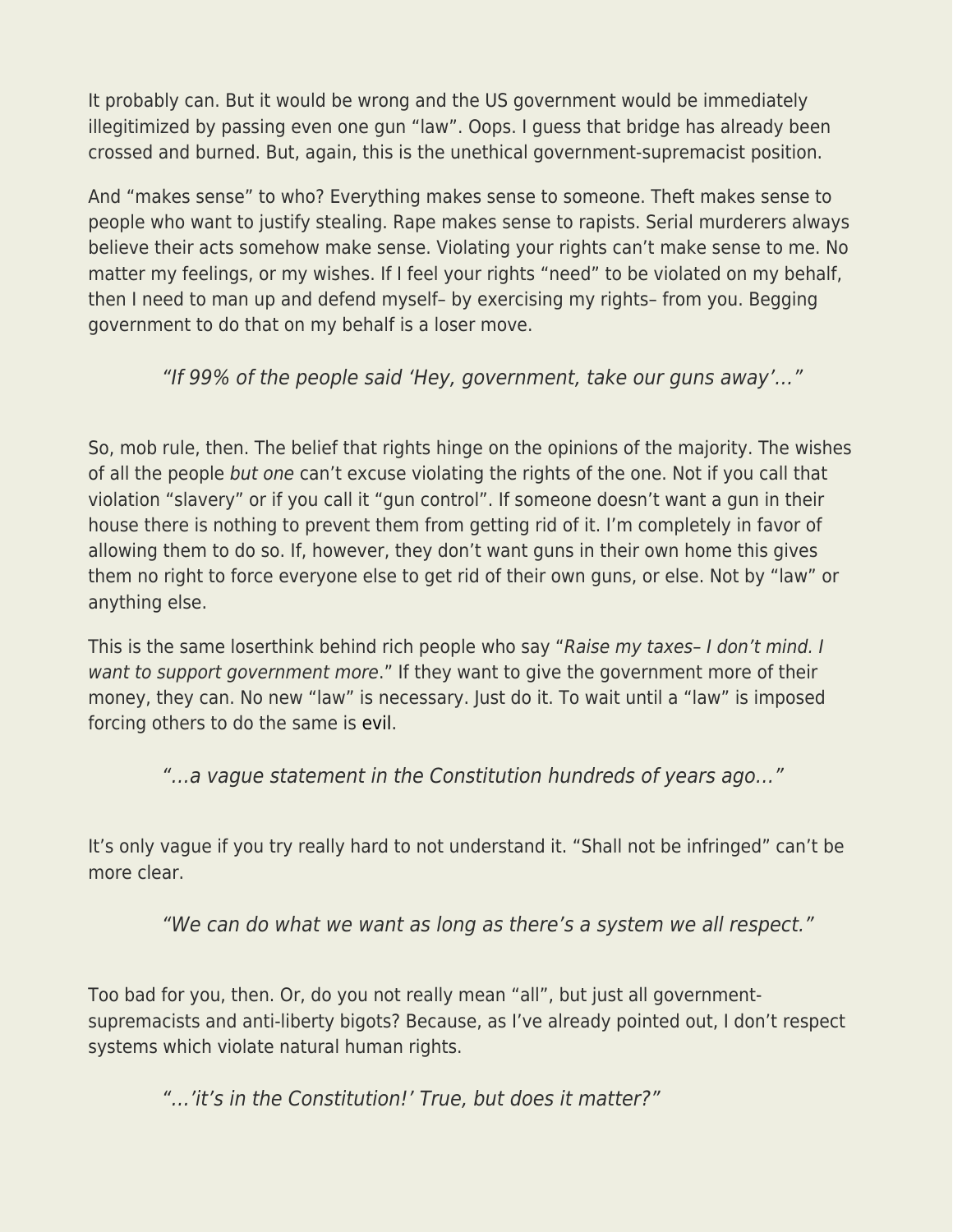It probably can. But it would be wrong and the US government would be immediately illegitimized by passing even one gun "law". Oops. I guess that bridge has already been crossed and burned. But, again, this is the unethical government-supremacist position.

And "makes sense" to who? Everything makes sense to someone. Theft makes sense to people who want to justify stealing. Rape makes sense to rapists. Serial murderers always believe their acts somehow make sense. Violating your rights can't make sense to me. No matter my feelings, or my wishes. If I feel your rights "need" to be violated on my behalf, then I need to man up and defend myself– by exercising my rights– from you. Begging government to do that on my behalf is a loser move.

> *"If 99% of the people said 'Hey, government, take our guns away'…"*

So, mob rule, then. The belief that rights hinge on the opinions of the majority. The wishes of all the people *but one* can't excuse violating the rights of the one. Not if you call that violation "slavery" or if you call it "gun control". If someone doesn't want a gun in their house there is nothing to prevent them from getting rid of it. I'm completely in favor of allowing them to do so. If, however, they don't want guns in their own home this gives them no right to force everyone else to get rid of their own guns, or else. Not by "law" or anything else.

This is the same loserthink behind rich people who say "*Raise my taxes– I don't mind. I want to support government more*." If they want to give the government more of their money, they can. No new "law" is necessary. Just do it. To wait until a "law" is imposed forcing others to do the same is evil.

> *"…a vague statement in the Constitution hundreds of years ago…"*

It's only vague if you try really hard to not understand it. "Shall not be infringed" can't be more clear.

> *"We can do what we want as long as there's a system we all respect."*

Too bad for you, then. Or, do you not really mean "all", but just all government-supremacists and anti-liberty bigots? Because, as I've already pointed out, I don't respect systems which violate natural human rights.

> *"…'it's in the Constitution!' True, but does it matter?"*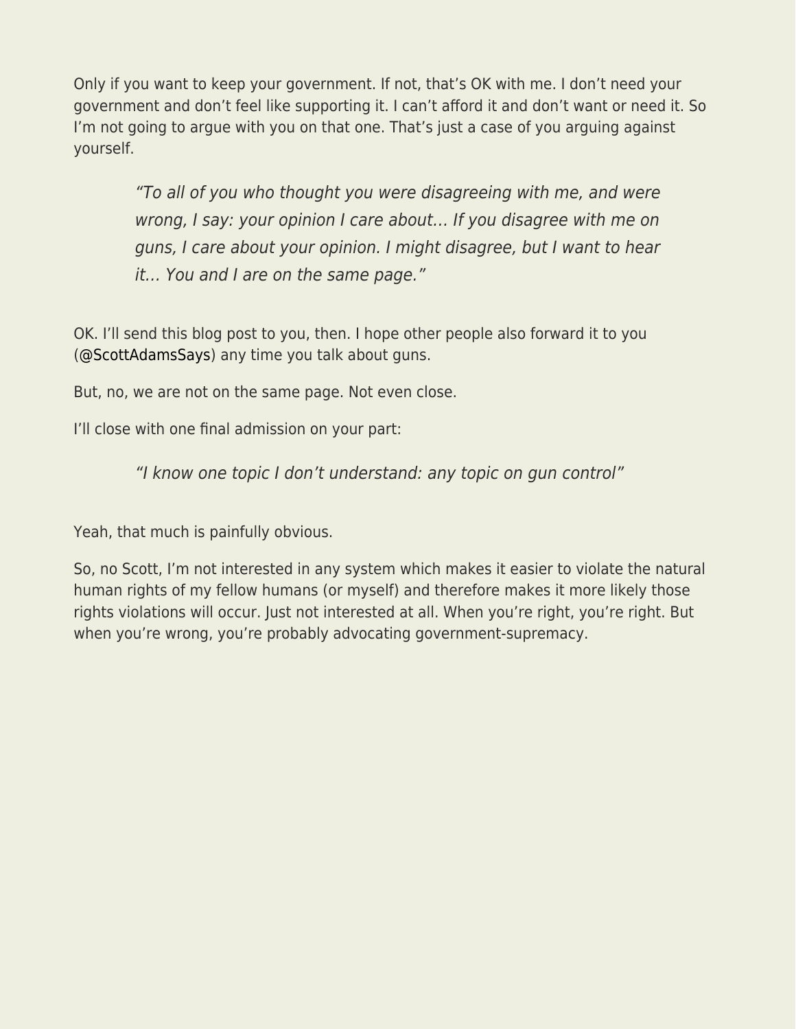Only if you want to keep your government. If not, that's OK with me. I don't need your government and don't feel like supporting it. I can't afford it and don't want or need it. So I'm not going to argue with you on that one. That's just a case of you arguing against yourself.

> *"To all of you who thought you were disagreeing with me, and were wrong, I say: your opinion I care about... If you disagree with me on guns, I care about your opinion. I might disagree, but I want to hear it... You and I are on the same page."*

OK. I'll send this blog post to you, then. I hope other people also forward it to you (@ScottAdamsSays) any time you talk about guns.

But, no, we are not on the same page. Not even close.

I'll close with one final admission on your part:

> *"I know one topic I don't understand: any topic on gun control"*

Yeah, that much is painfully obvious.

So, no Scott, I'm not interested in any system which makes it easier to violate the natural human rights of my fellow humans (or myself) and therefore makes it more likely those rights violations will occur. Just not interested at all. When you're right, you're right. But when you're wrong, you're probably advocating government-supremacy.